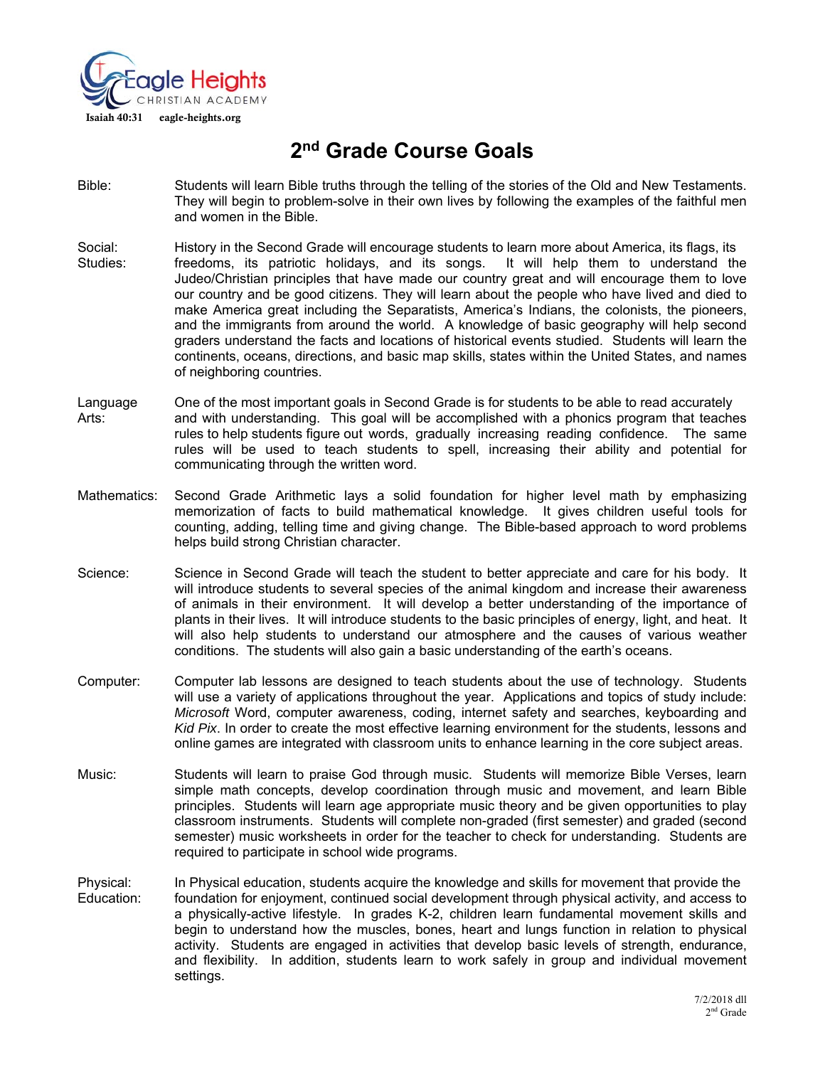Eagle Heights
CHRISTIAN ACADEMY
Isaiah 40:31 eagle-heights.org

# 2nd Grade Course Goals

**Bible:** Students will learn Bible truths through the telling of the stories of the Old and New Testaments. They will begin to problem-solve in their own lives by following the examples of the faithful men and women in the Bible.

**Social Studies:** History in the Second Grade will encourage students to learn more about America, its flags, its freedoms, its patriotic holidays, and its songs. It will help them to understand the Judeo/Christian principles that have made our country great and will encourage them to love our country and be good citizens. They will learn about the people who have lived and died to make America great including the Separatists, America's Indians, the colonists, the pioneers, and the immigrants from around the world. A knowledge of basic geography will help second graders understand the facts and locations of historical events studied. Students will learn the continents, oceans, directions, and basic map skills, states within the United States, and names of neighboring countries.

**Language Arts:** One of the most important goals in Second Grade is for students to be able to read accurately and with understanding. This goal will be accomplished with a phonics program that teaches rules to help students figure out words, gradually increasing reading confidence. The same rules will be used to teach students to spell, increasing their ability and potential for communicating through the written word.

**Mathematics:** Second Grade Arithmetic lays a solid foundation for higher level math by emphasizing memorization of facts to build mathematical knowledge. It gives children useful tools for counting, adding, telling time and giving change. The Bible-based approach to word problems helps build strong Christian character.

**Science:** Science in Second Grade will teach the student to better appreciate and care for his body. It will introduce students to several species of the animal kingdom and increase their awareness of animals in their environment. It will develop a better understanding of the importance of plants in their lives. It will introduce students to the basic principles of energy, light, and heat. It will also help students to understand our atmosphere and the causes of various weather conditions. The students will also gain a basic understanding of the earth's oceans.

**Computer:** Computer lab lessons are designed to teach students about the use of technology. Students will use a variety of applications throughout the year. Applications and topics of study include: *Microsoft* Word, computer awareness, coding, internet safety and searches, keyboarding and *Kid Pix*. In order to create the most effective learning environment for the students, lessons and online games are integrated with classroom units to enhance learning in the core subject areas.

**Music:** Students will learn to praise God through music. Students will memorize Bible Verses, learn simple math concepts, develop coordination through music and movement, and learn Bible principles. Students will learn age appropriate music theory and be given opportunities to play classroom instruments. Students will complete non-graded (first semester) and graded (second semester) music worksheets in order for the teacher to check for understanding. Students are required to participate in school wide programs.

**Physical Education:** In Physical education, students acquire the knowledge and skills for movement that provide the foundation for enjoyment, continued social development through physical activity, and access to a physically-active lifestyle. In grades K-2, children learn fundamental movement skills and begin to understand how the muscles, bones, heart and lungs function in relation to physical activity. Students are engaged in activities that develop basic levels of strength, endurance, and flexibility. In addition, students learn to work safely in group and individual movement settings.

7/2/2018 dll
2nd Grade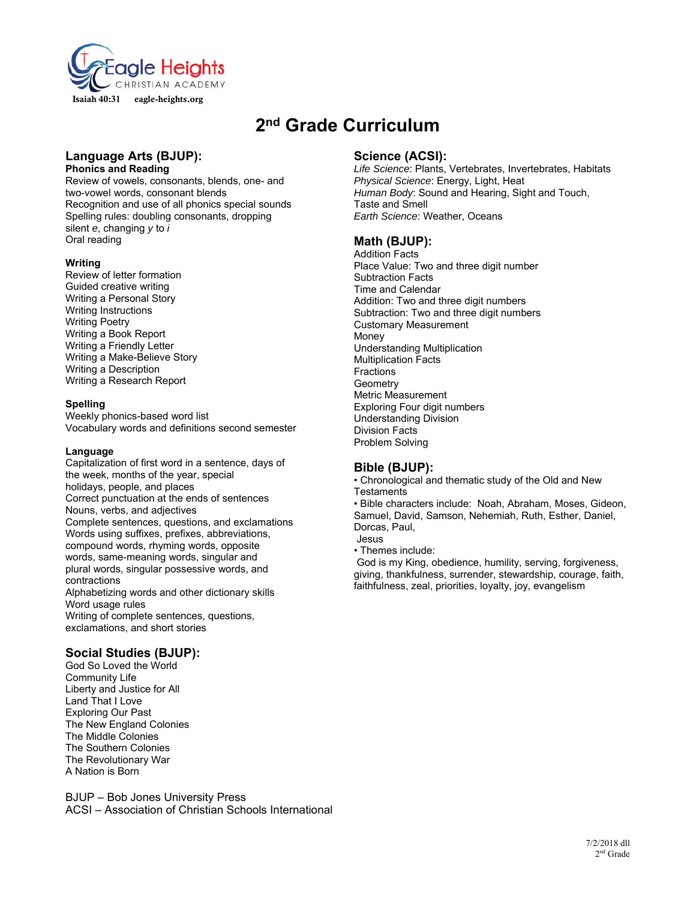Eagle Heights CHRISTIAN ACADEMY

Isaiah 40:31 eagle-heights.org

# 2nd Grade Curriculum

## Language Arts (BJUP):

**Phonics and Reading**

Review of vowels, consonants, blends, one- and two-vowel words, consonant blends
Recognition and use of all phonics special sounds
Spelling rules: doubling consonants, dropping silent *e*, changing *y* to *i*
Oral reading

**Writing**

Review of letter formation
Guided creative writing
Writing a Personal Story
Writing Instructions
Writing Poetry
Writing a Book Report
Writing a Friendly Letter
Writing a Make-Believe Story
Writing a Description
Writing a Research Report

**Spelling**

Weekly phonics-based word list
Vocabulary words and definitions second semester

**Language**

Capitalization of first word in a sentence, days of the week, months of the year, special holidays, people, and places
Correct punctuation at the ends of sentences
Nouns, verbs, and adjectives
Complete sentences, questions, and exclamations
Words using suffixes, prefixes, abbreviations, compound words, rhyming words, opposite words, same-meaning words, singular and plural words, singular possessive words, and contractions
Alphabetizing words and other dictionary skills
Word usage rules
Writing of complete sentences, questions, exclamations, and short stories

## Social Studies (BJUP):

God So Loved the World
Community Life
Liberty and Justice for All
Land That I Love
Exploring Our Past
The New England Colonies
The Middle Colonies
The Southern Colonies
The Revolutionary War
A Nation is Born

## Science (ACSI):

*Life Science*: Plants, Vertebrates, Invertebrates, Habitats
*Physical Science*: Energy, Light, Heat
*Human Body*: Sound and Hearing, Sight and Touch, Taste and Smell
*Earth Science*: Weather, Oceans

## Math (BJUP):

Addition Facts
Place Value: Two and three digit number
Subtraction Facts
Time and Calendar
Addition: Two and three digit numbers
Subtraction: Two and three digit numbers
Customary Measurement
Money
Understanding Multiplication
Multiplication Facts
Fractions
Geometry
Metric Measurement
Exploring Four digit numbers
Understanding Division
Division Facts
Problem Solving

## Bible (BJUP):

- Chronological and thematic study of the Old and New Testaments
- Bible characters include: Noah, Abraham, Moses, Gideon, Samuel, David, Samson, Nehemiah, Ruth, Esther, Daniel, Dorcas, Paul, Jesus
- Themes include: God is my King, obedience, humility, serving, forgiveness, giving, thankfulness, surrender, stewardship, courage, faith, faithfulness, zeal, priorities, loyalty, joy, evangelism

BJUP – Bob Jones University Press
ACSI – Association of Christian Schools International

7/2/2018 dll
2nd Grade